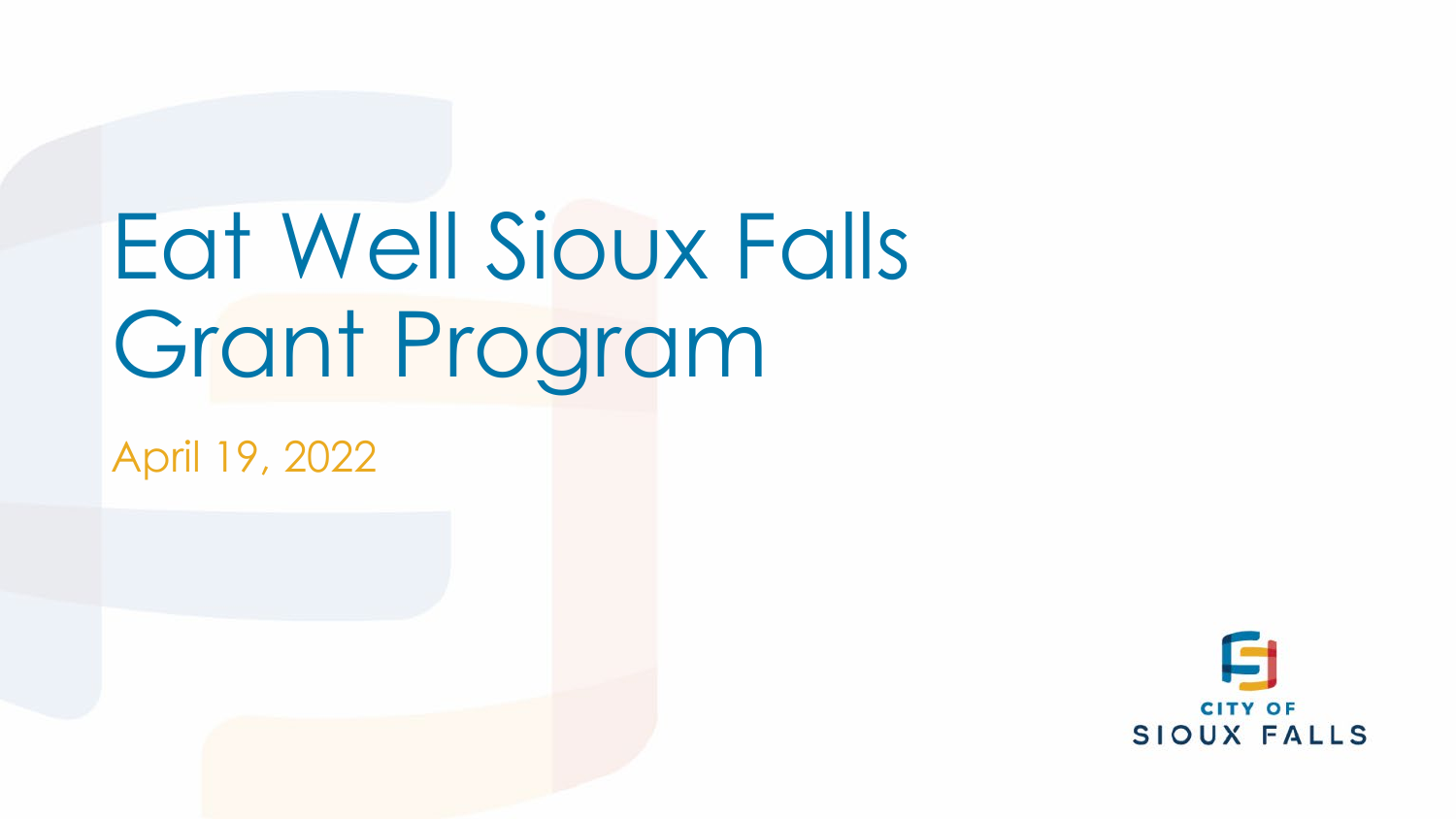# Eat Well Sioux Falls Grant Program

April 19, 2022

CITY OF SIOUX FALLS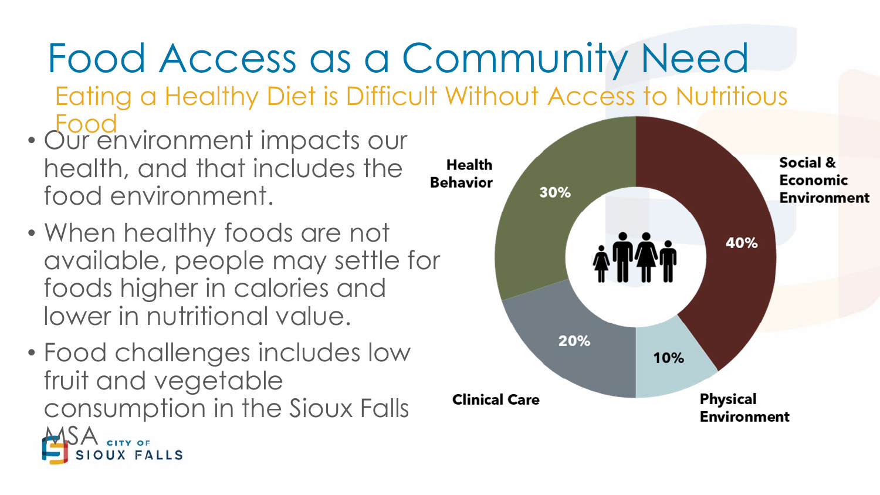# Food Access as a Community Need

## Eating a Healthy Diet is Difficult Without Access to Nutritious Food

- Our environment impacts our health, and that includes the food environment.
- When healthy foods are not available, people may settle for foods higher in calories and lower in nutritional value.
- Food challenges includes low fruit and vegetable consumption in the Sioux Falls MSA

| Factor | Percentage |
| --- | --- |
| Social & Economic Environment | 40% |
| Health Behavior | 30% |
| Clinical Care | 20% |
| Physical Environment | 10% |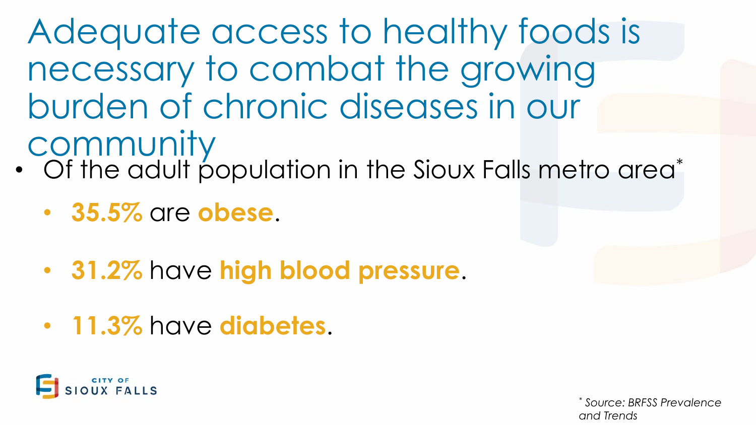# Adequate access to healthy foods is necessary to combat the growing burden of chronic diseases in our community

- Of the adult population in the Sioux Falls metro area*
  - **35.5%** are **obese**.
  - **31.2%** have **high blood pressure**.
  - **11.3%** have **diabetes**.

CITY OF SIOUX FALLS

*\* Source: BRFSS Prevalence and Trends*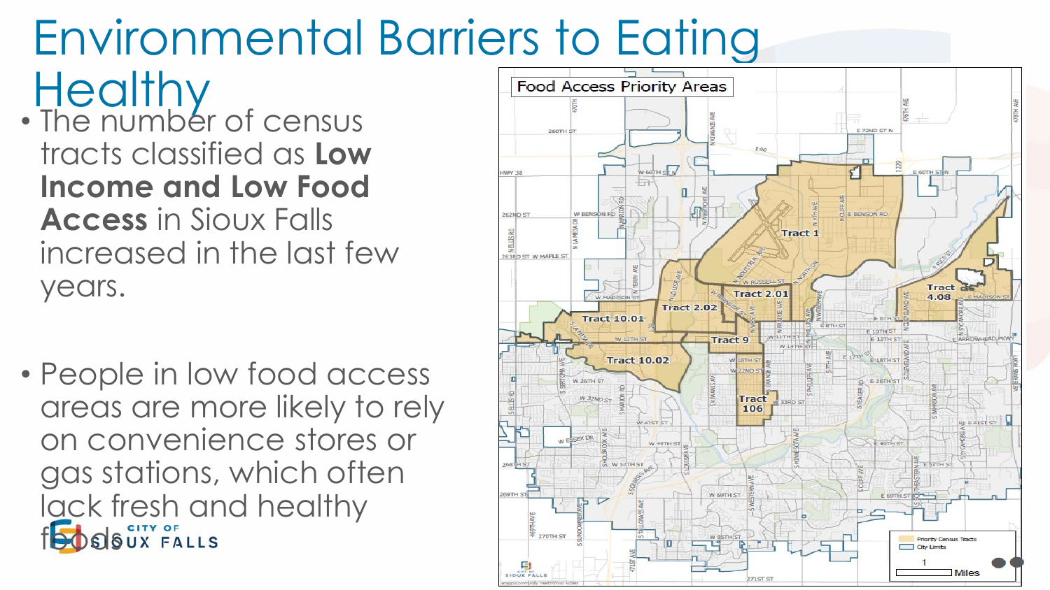# Environmental Barriers to Eating Healthy

- The number of census tracts classified as **Low Income and Low Food Access** in Sioux Falls increased in the last few years.

- People in low food access areas are more likely to rely on convenience stores or gas stations, which often lack fresh and healthy foods.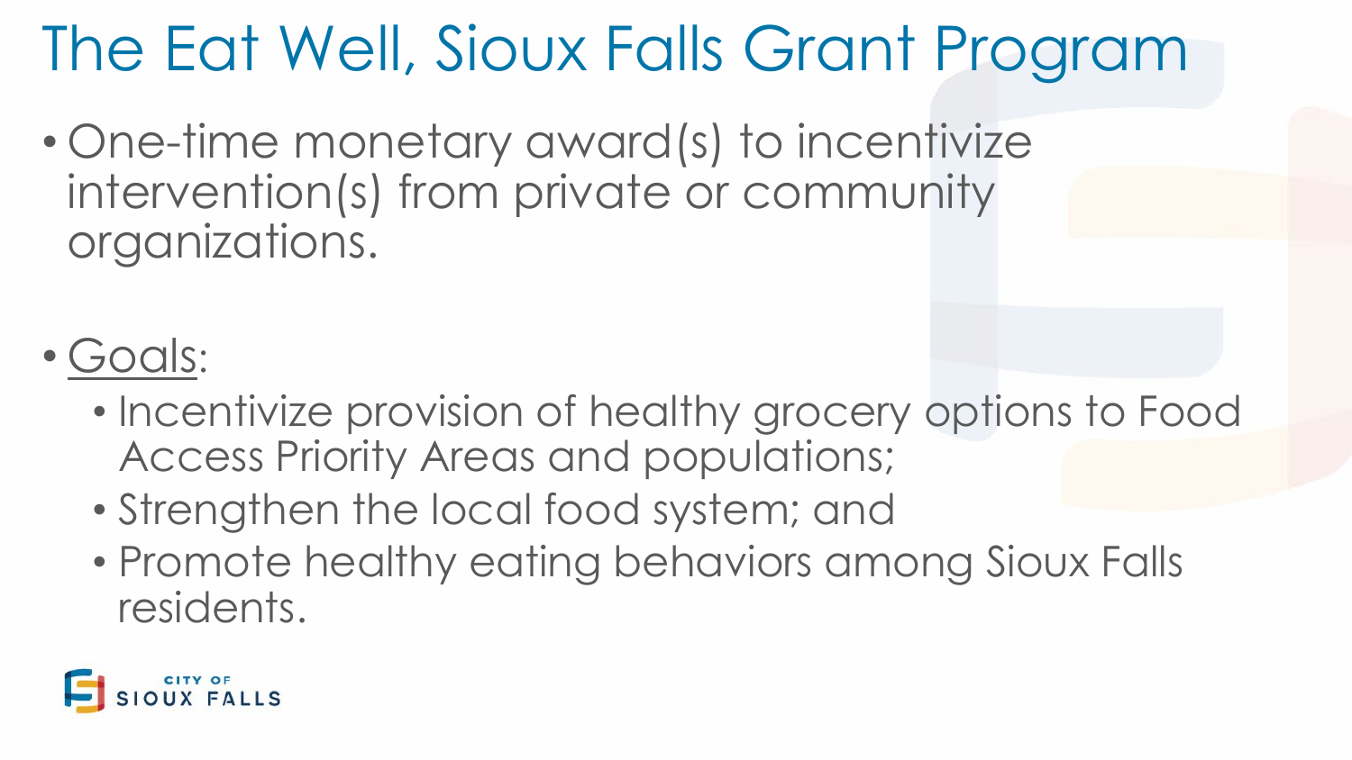# The Eat Well, Sioux Falls Grant Program

- One-time monetary award(s) to incentivize intervention(s) from private or community organizations.

- Goals:
  - Incentivize provision of healthy grocery options to Food Access Priority Areas and populations;
  - Strengthen the local food system; and
  - Promote healthy eating behaviors among Sioux Falls residents.

CITY OF SIOUX FALLS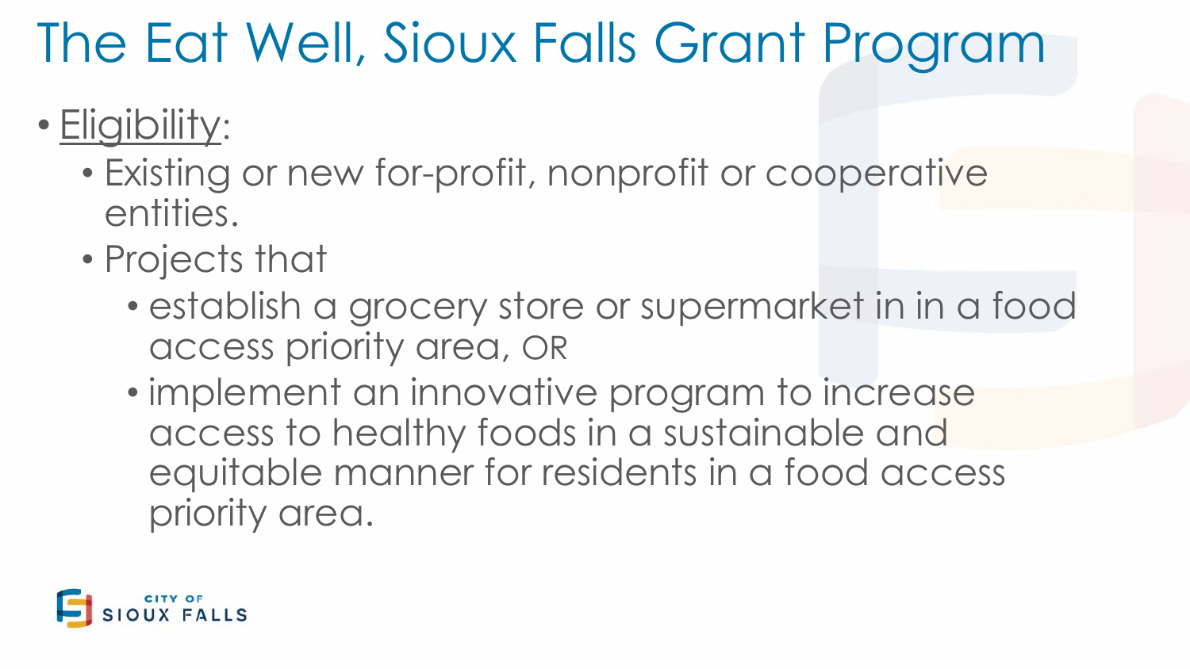# The Eat Well, Sioux Falls Grant Program

- Eligibility:
  - Existing or new for-profit, nonprofit or cooperative entities.
  - Projects that
    - establish a grocery store or supermarket in in a food access priority area, OR
    - implement an innovative program to increase access to healthy foods in a sustainable and equitable manner for residents in a food access priority area.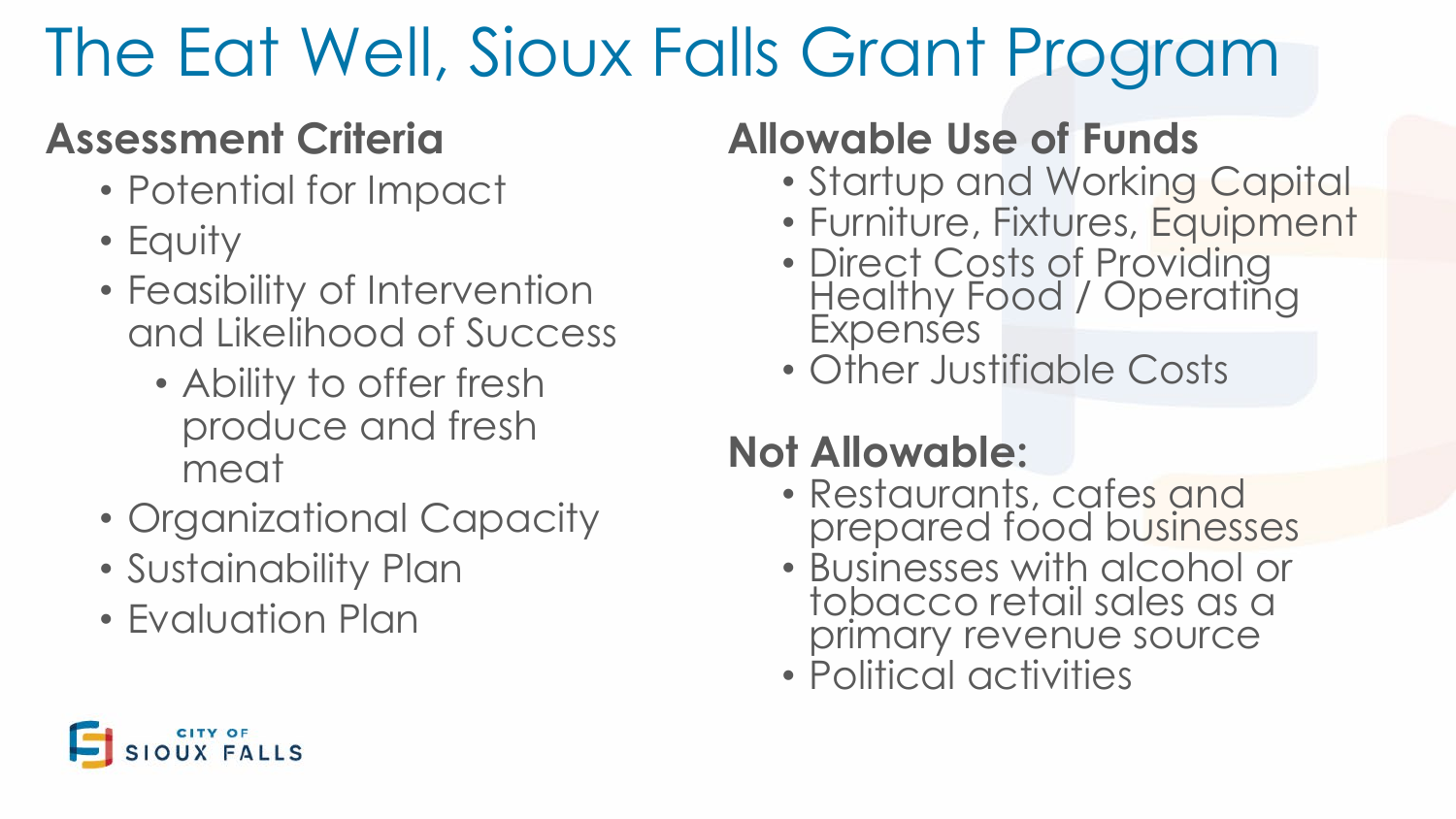# The Eat Well, Sioux Falls Grant Program

## Assessment Criteria

- Potential for Impact
- Equity
- Feasibility of Intervention and Likelihood of Success
  - Ability to offer fresh produce and fresh meat
- Organizational Capacity
- Sustainability Plan
- Evaluation Plan

## Allowable Use of Funds

- Startup and Working Capital
- Furniture, Fixtures, Equipment
- Direct Costs of Providing Healthy Food / Operating Expenses
- Other Justifiable Costs

## Not Allowable:

- Restaurants, cafes and prepared food businesses
- Businesses with alcohol or tobacco retail sales as a primary revenue source
- Political activities

CITY OF SIOUX FALLS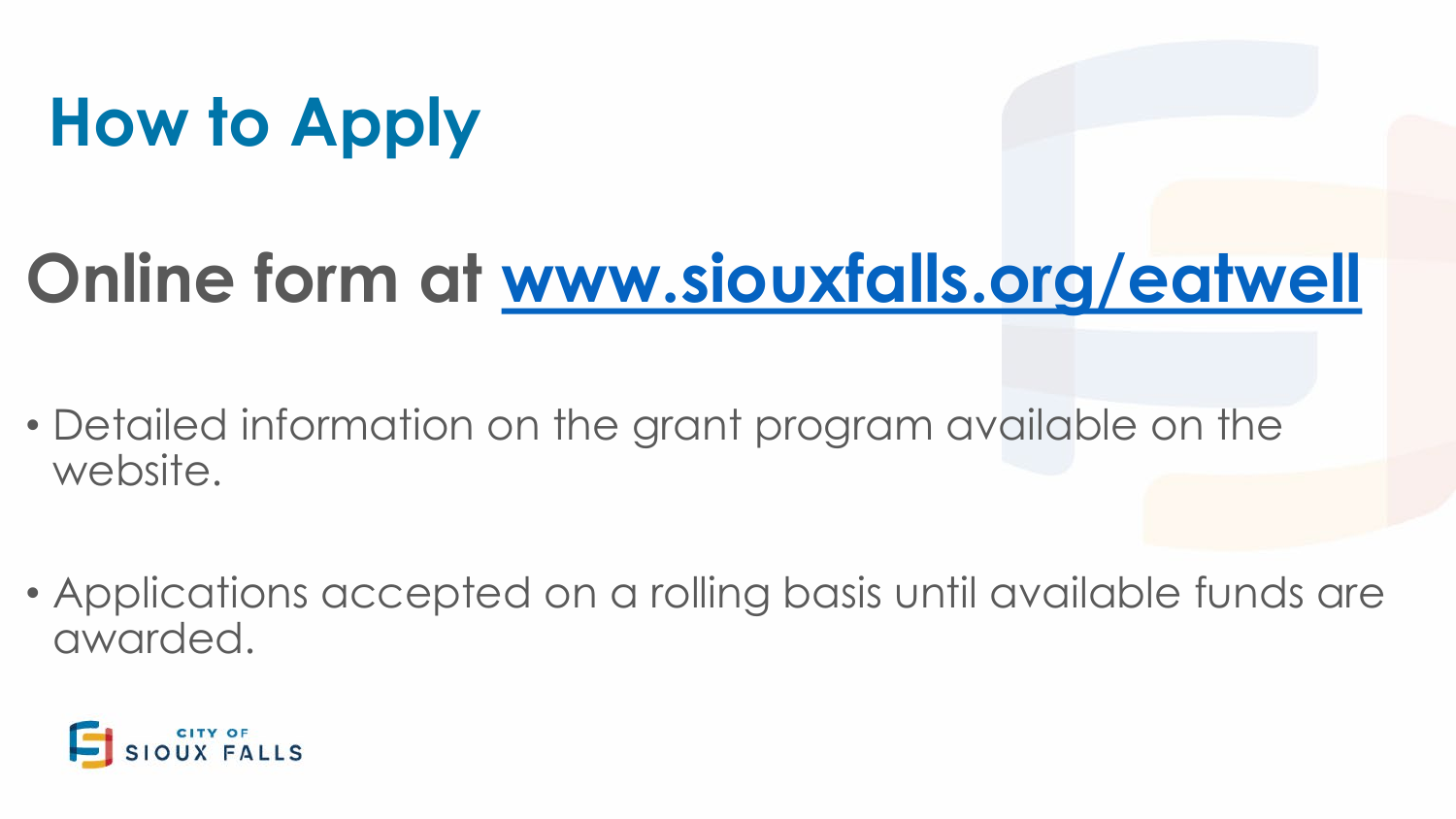# How to Apply

## Online form at [www.siouxfalls.org/eatwell](www.siouxfalls.org/eatwell)

- Detailed information on the grant program available on the website.
- Applications accepted on a rolling basis until available funds are awarded.

CITY OF SIOUX FALLS